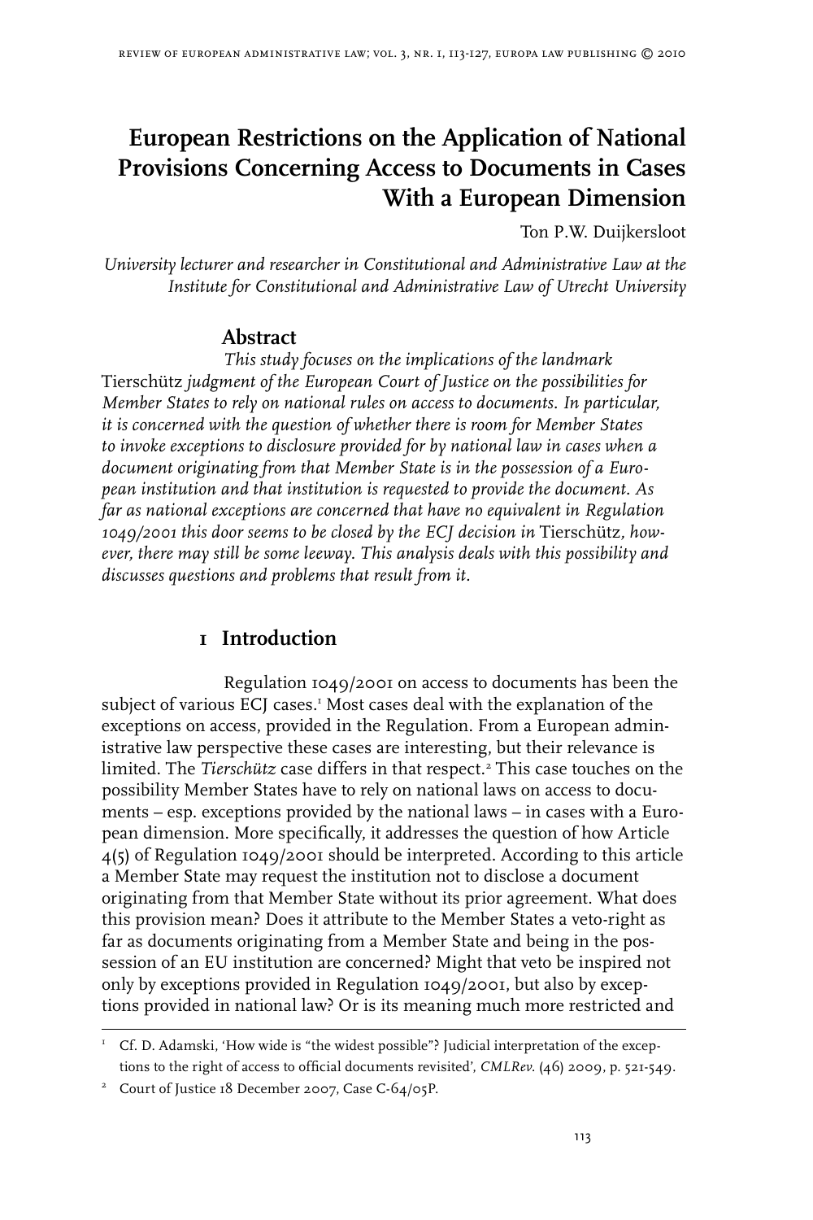# European Restrictions on the Application of National Provisions Concerning Access to Documents in Cases With a European Dimension

Ton P.W. Duijkersloot

*University lecturer and researcher in Constitutional and Administrative Law at the Institute for Constitutional and Administrative Law of Utrecht University*

## Abstract

*This study focuses on the implications of the landmark* Tierschütz *judgment of the European Court of Justice on the possibilities for Member States to rely on national rules on access to documents. In particular, it is concerned with the question of whether there is room for Member States to invoke exceptions to disclosure provided for by national law in cases when a document originating from that Member State is in the possession of a European institution and that institution is requested to provide the document. As far as national exceptions are concerned that have no equivalent in Regulation 1049/2001 this door seems to be closed by the ECJ decision in* Tierschütz*, however, there may still be some leeway. This analysis deals with this possibility and discusses questions and problems that result from it.*

## 1 Introduction

Regulation 1049/2001 on access to documents has been the subject of various ECJ cases.[1] Most cases deal with the explanation of the exceptions on access, provided in the Regulation. From a European administrative law perspective these cases are interesting, but their relevance is limited. The *Tierschütz* case differs in that respect.[2] This case touches on the possibility Member States have to rely on national laws on access to documents – esp. exceptions provided by the national laws – in cases with a European dimension. More specifically, it addresses the question of how Article 4(5) of Regulation 1049/2001 should be interpreted. According to this article a Member State may request the institution not to disclose a document originating from that Member State without its prior agreement. What does this provision mean? Does it attribute to the Member States a veto-right as far as documents originating from a Member State and being in the possession of an EU institution are concerned? Might that veto be inspired not only by exceptions provided in Regulation 1049/2001, but also by exceptions provided in national law? Or is its meaning much more restricted and

---

[1] Cf. D. Adamski, 'How wide is "the widest possible"? Judicial interpretation of the exceptions to the right of access to official documents revisited', *CMLRev.* (46) 2009, p. 521-549.

[2] Court of Justice 18 December 2007, Case C-64/05P.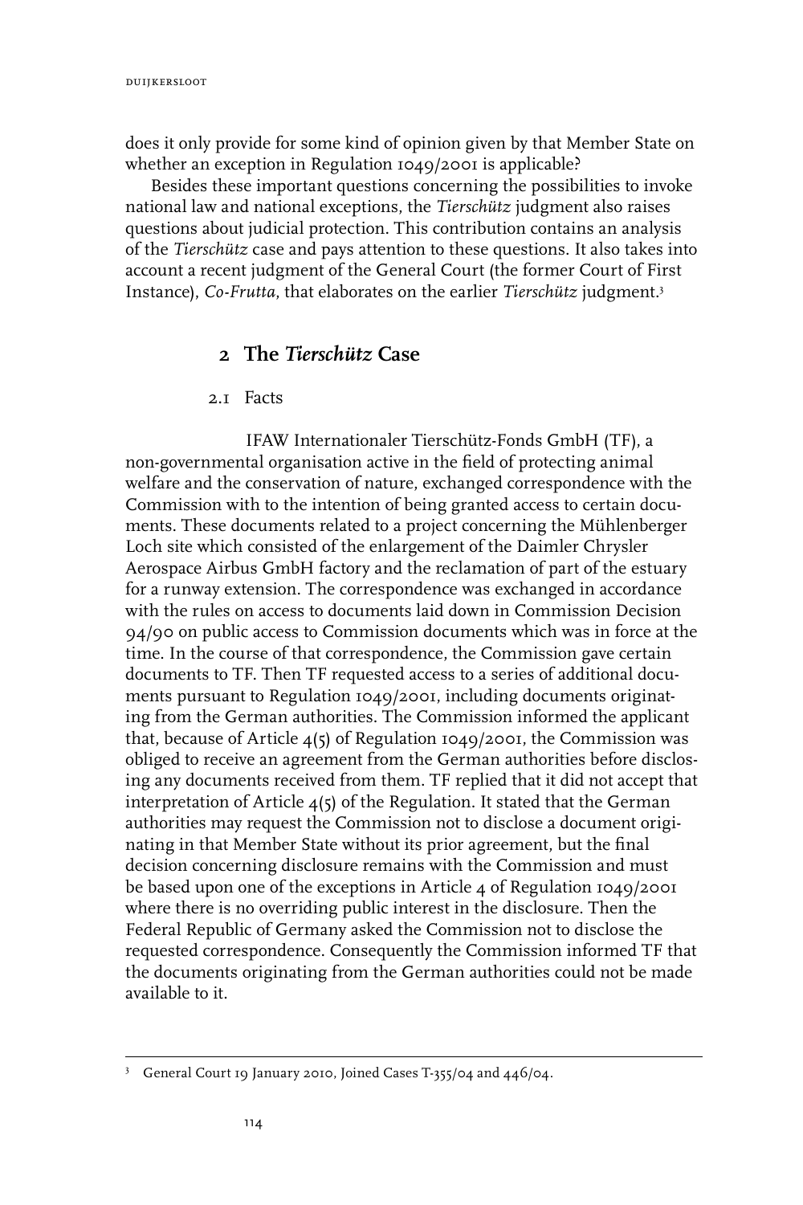does it only provide for some kind of opinion given by that Member State on whether an exception in Regulation 1049/2001 is applicable?

Besides these important questions concerning the possibilities to invoke national law and national exceptions, the *Tierschütz* judgment also raises questions about judicial protection. This contribution contains an analysis of the *Tierschütz* case and pays attention to these questions. It also takes into account a recent judgment of the General Court (the former Court of First Instance), *Co-Frutta*, that elaborates on the earlier *Tierschütz* judgment.[3]

## 2 The *Tierschütz* Case

### 2.1 Facts

IFAW Internationaler Tierschütz-Fonds GmbH (TF), a non-governmental organisation active in the field of protecting animal welfare and the conservation of nature, exchanged correspondence with the Commission with to the intention of being granted access to certain documents. These documents related to a project concerning the Mühlenberger Loch site which consisted of the enlargement of the Daimler Chrysler Aerospace Airbus GmbH factory and the reclamation of part of the estuary for a runway extension. The correspondence was exchanged in accordance with the rules on access to documents laid down in Commission Decision 94/90 on public access to Commission documents which was in force at the time. In the course of that correspondence, the Commission gave certain documents to TF. Then TF requested access to a series of additional documents pursuant to Regulation 1049/2001, including documents originating from the German authorities. The Commission informed the applicant that, because of Article 4(5) of Regulation 1049/2001, the Commission was obliged to receive an agreement from the German authorities before disclosing any documents received from them. TF replied that it did not accept that interpretation of Article 4(5) of the Regulation. It stated that the German authorities may request the Commission not to disclose a document originating in that Member State without its prior agreement, but the final decision concerning disclosure remains with the Commission and must be based upon one of the exceptions in Article 4 of Regulation 1049/2001 where there is no overriding public interest in the disclosure. Then the Federal Republic of Germany asked the Commission not to disclose the requested correspondence. Consequently the Commission informed TF that the documents originating from the German authorities could not be made available to it.

---

[3] General Court 19 January 2010, Joined Cases T-355/04 and 446/04.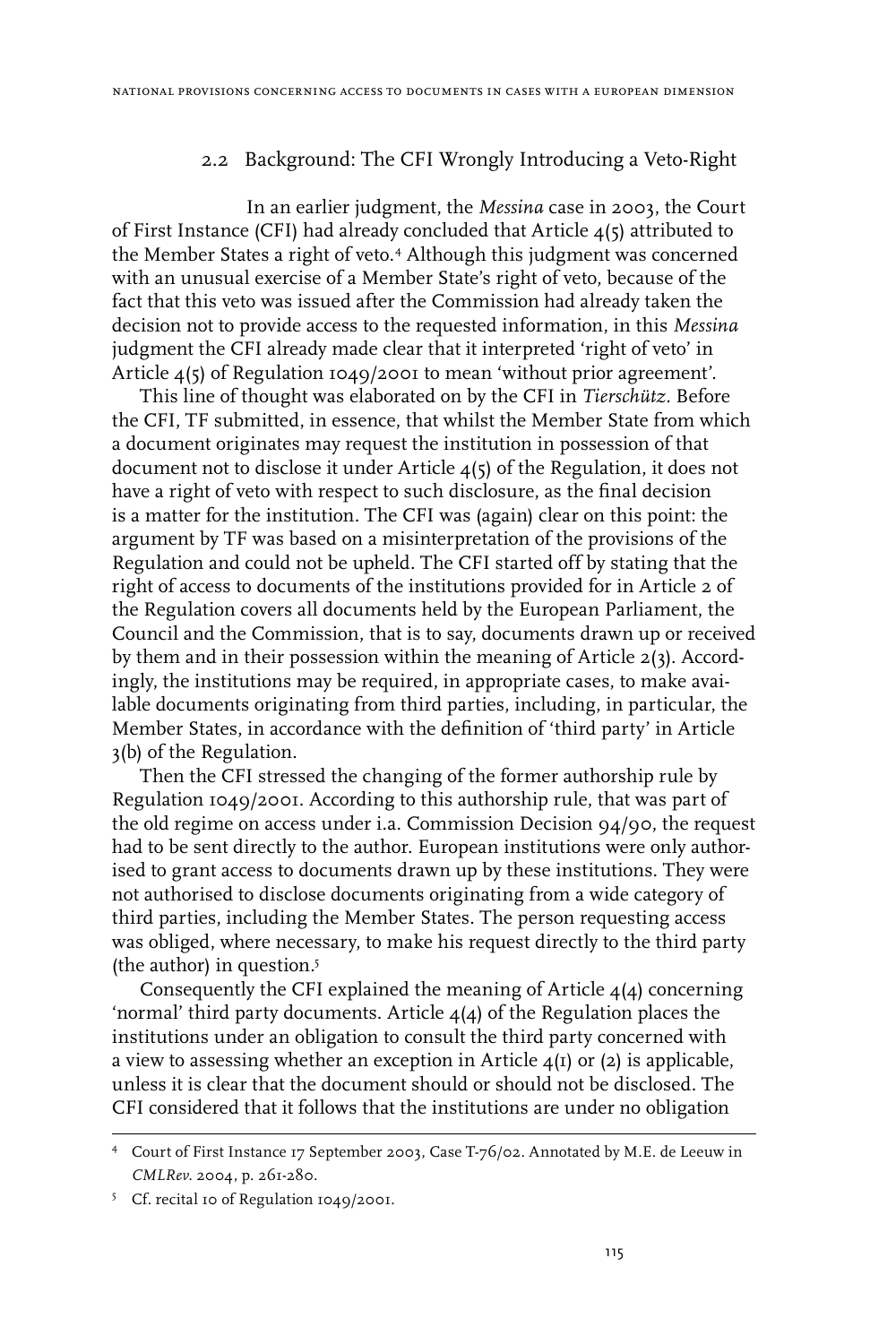## 2.2 Background: The CFI Wrongly Introducing a Veto-Right

In an earlier judgment, the *Messina* case in 2003, the Court of First Instance (CFI) had already concluded that Article 4(5) attributed to the Member States a right of veto.[4] Although this judgment was concerned with an unusual exercise of a Member State's right of veto, because of the fact that this veto was issued after the Commission had already taken the decision not to provide access to the requested information, in this *Messina* judgment the CFI already made clear that it interpreted 'right of veto' in Article 4(5) of Regulation 1049/2001 to mean 'without prior agreement'.

This line of thought was elaborated on by the CFI in *Tierschütz*. Before the CFI, TF submitted, in essence, that whilst the Member State from which a document originates may request the institution in possession of that document not to disclose it under Article 4(5) of the Regulation, it does not have a right of veto with respect to such disclosure, as the final decision is a matter for the institution. The CFI was (again) clear on this point: the argument by TF was based on a misinterpretation of the provisions of the Regulation and could not be upheld. The CFI started off by stating that the right of access to documents of the institutions provided for in Article 2 of the Regulation covers all documents held by the European Parliament, the Council and the Commission, that is to say, documents drawn up or received by them and in their possession within the meaning of Article 2(3). Accordingly, the institutions may be required, in appropriate cases, to make available documents originating from third parties, including, in particular, the Member States, in accordance with the definition of 'third party' in Article 3(b) of the Regulation.

Then the CFI stressed the changing of the former authorship rule by Regulation 1049/2001. According to this authorship rule, that was part of the old regime on access under i.a. Commission Decision 94/90, the request had to be sent directly to the author. European institutions were only authorised to grant access to documents drawn up by these institutions. They were not authorised to disclose documents originating from a wide category of third parties, including the Member States. The person requesting access was obliged, where necessary, to make his request directly to the third party (the author) in question.[5]

Consequently the CFI explained the meaning of Article 4(4) concerning 'normal' third party documents. Article 4(4) of the Regulation places the institutions under an obligation to consult the third party concerned with a view to assessing whether an exception in Article 4(1) or (2) is applicable, unless it is clear that the document should or should not be disclosed. The CFI considered that it follows that the institutions are under no obligation

---

[4] Court of First Instance 17 September 2003, Case T-76/02. Annotated by M.E. de Leeuw in *CMLRev.* 2004, p. 261-280.

[5] Cf. recital 10 of Regulation 1049/2001.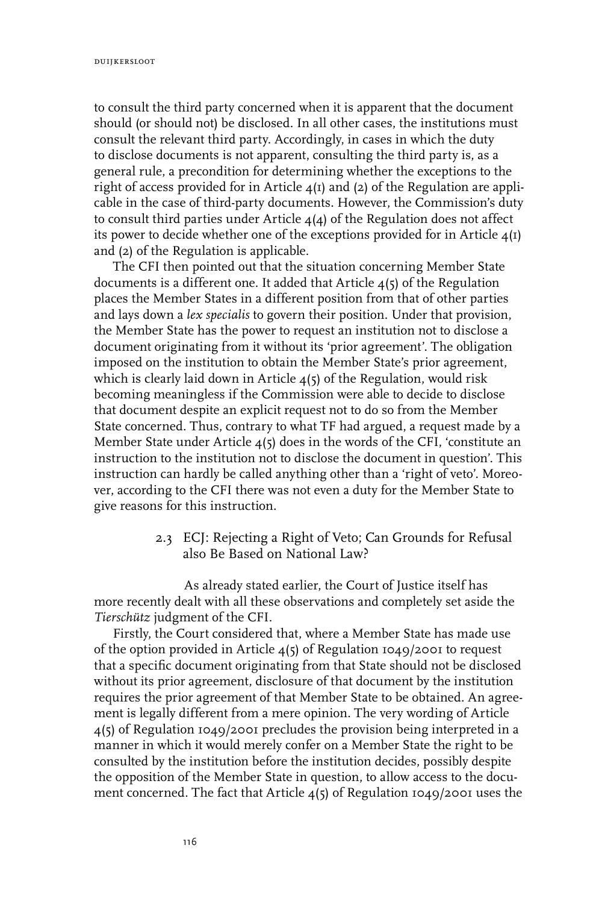to consult the third party concerned when it is apparent that the document should (or should not) be disclosed. In all other cases, the institutions must consult the relevant third party. Accordingly, in cases in which the duty to disclose documents is not apparent, consulting the third party is, as a general rule, a precondition for determining whether the exceptions to the right of access provided for in Article 4(1) and (2) of the Regulation are applicable in the case of third-party documents. However, the Commission's duty to consult third parties under Article 4(4) of the Regulation does not affect its power to decide whether one of the exceptions provided for in Article 4(1) and (2) of the Regulation is applicable.

The CFI then pointed out that the situation concerning Member State documents is a different one. It added that Article 4(5) of the Regulation places the Member States in a different position from that of other parties and lays down a *lex specialis* to govern their position. Under that provision, the Member State has the power to request an institution not to disclose a document originating from it without its 'prior agreement'. The obligation imposed on the institution to obtain the Member State's prior agreement, which is clearly laid down in Article 4(5) of the Regulation, would risk becoming meaningless if the Commission were able to decide to disclose that document despite an explicit request not to do so from the Member State concerned. Thus, contrary to what TF had argued, a request made by a Member State under Article 4(5) does in the words of the CFI, 'constitute an instruction to the institution not to disclose the document in question'. This instruction can hardly be called anything other than a 'right of veto'. Moreover, according to the CFI there was not even a duty for the Member State to give reasons for this instruction.

### 2.3 ECJ: Rejecting a Right of Veto; Can Grounds for Refusal also Be Based on National Law?

As already stated earlier, the Court of Justice itself has more recently dealt with all these observations and completely set aside the *Tierschütz* judgment of the CFI.

Firstly, the Court considered that, where a Member State has made use of the option provided in Article 4(5) of Regulation 1049/2001 to request that a specific document originating from that State should not be disclosed without its prior agreement, disclosure of that document by the institution requires the prior agreement of that Member State to be obtained. An agreement is legally different from a mere opinion. The very wording of Article 4(5) of Regulation 1049/2001 precludes the provision being interpreted in a manner in which it would merely confer on a Member State the right to be consulted by the institution before the institution decides, possibly despite the opposition of the Member State in question, to allow access to the document concerned. The fact that Article 4(5) of Regulation 1049/2001 uses the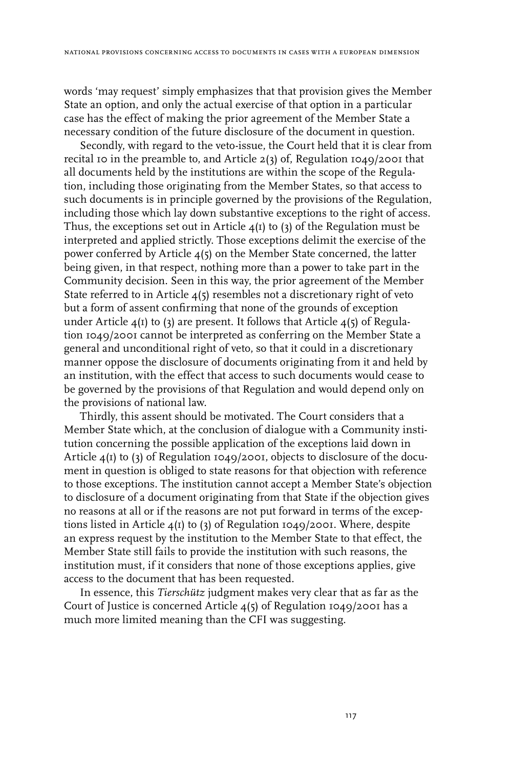words 'may request' simply emphasizes that that provision gives the Member State an option, and only the actual exercise of that option in a particular case has the effect of making the prior agreement of the Member State a necessary condition of the future disclosure of the document in question.

Secondly, with regard to the veto-issue, the Court held that it is clear from recital 10 in the preamble to, and Article 2(3) of, Regulation 1049/2001 that all documents held by the institutions are within the scope of the Regulation, including those originating from the Member States, so that access to such documents is in principle governed by the provisions of the Regulation, including those which lay down substantive exceptions to the right of access. Thus, the exceptions set out in Article 4(1) to (3) of the Regulation must be interpreted and applied strictly. Those exceptions delimit the exercise of the power conferred by Article 4(5) on the Member State concerned, the latter being given, in that respect, nothing more than a power to take part in the Community decision. Seen in this way, the prior agreement of the Member State referred to in Article 4(5) resembles not a discretionary right of veto but a form of assent confirming that none of the grounds of exception under Article 4(1) to (3) are present. It follows that Article 4(5) of Regulation 1049/2001 cannot be interpreted as conferring on the Member State a general and unconditional right of veto, so that it could in a discretionary manner oppose the disclosure of documents originating from it and held by an institution, with the effect that access to such documents would cease to be governed by the provisions of that Regulation and would depend only on the provisions of national law.

Thirdly, this assent should be motivated. The Court considers that a Member State which, at the conclusion of dialogue with a Community institution concerning the possible application of the exceptions laid down in Article 4(1) to (3) of Regulation 1049/2001, objects to disclosure of the document in question is obliged to state reasons for that objection with reference to those exceptions. The institution cannot accept a Member State's objection to disclosure of a document originating from that State if the objection gives no reasons at all or if the reasons are not put forward in terms of the exceptions listed in Article 4(1) to (3) of Regulation 1049/2001. Where, despite an express request by the institution to the Member State to that effect, the Member State still fails to provide the institution with such reasons, the institution must, if it considers that none of those exceptions applies, give access to the document that has been requested.

In essence, this *Tierschütz* judgment makes very clear that as far as the Court of Justice is concerned Article 4(5) of Regulation 1049/2001 has a much more limited meaning than the CFI was suggesting.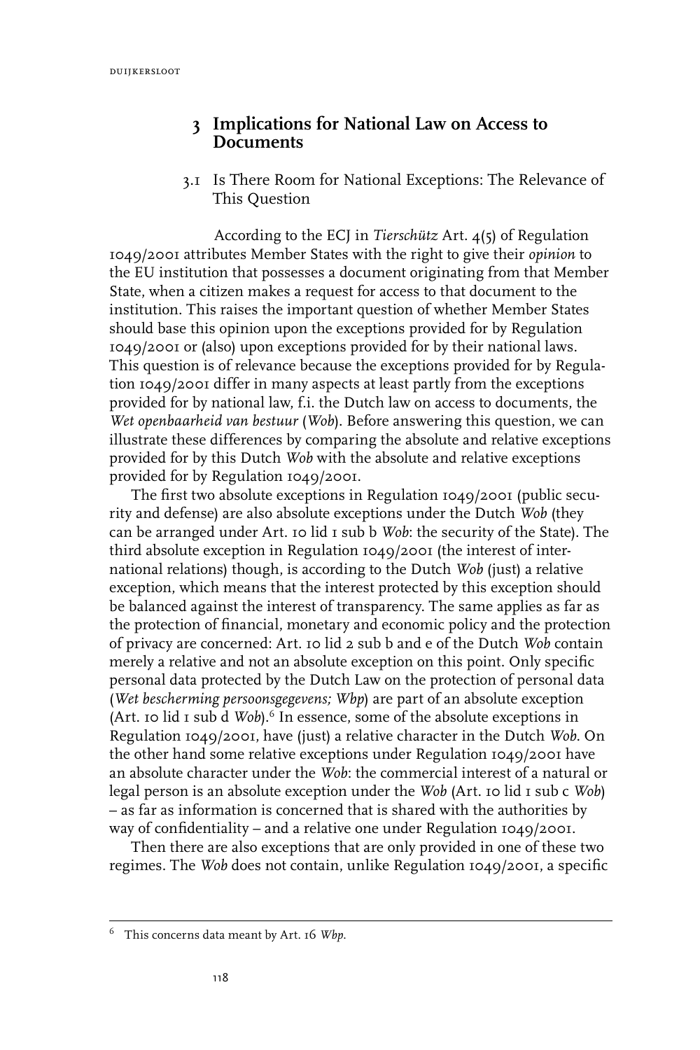## 3 Implications for National Law on Access to Documents

### 3.1 Is There Room for National Exceptions: The Relevance of This Question

According to the ECJ in *Tierschütz* Art. 4(5) of Regulation 1049/2001 attributes Member States with the right to give their *opinion* to the EU institution that possesses a document originating from that Member State, when a citizen makes a request for access to that document to the institution. This raises the important question of whether Member States should base this opinion upon the exceptions provided for by Regulation 1049/2001 or (also) upon exceptions provided for by their national laws. This question is of relevance because the exceptions provided for by Regulation 1049/2001 differ in many aspects at least partly from the exceptions provided for by national law, f.i. the Dutch law on access to documents, the *Wet openbaarheid van bestuur* (*Wob*). Before answering this question, we can illustrate these differences by comparing the absolute and relative exceptions provided for by this Dutch *Wob* with the absolute and relative exceptions provided for by Regulation 1049/2001.

The first two absolute exceptions in Regulation 1049/2001 (public security and defense) are also absolute exceptions under the Dutch *Wob* (they can be arranged under Art. 10 lid 1 sub b *Wob*: the security of the State). The third absolute exception in Regulation 1049/2001 (the interest of international relations) though, is according to the Dutch *Wob* (just) a relative exception, which means that the interest protected by this exception should be balanced against the interest of transparency. The same applies as far as the protection of financial, monetary and economic policy and the protection of privacy are concerned: Art. 10 lid 2 sub b and e of the Dutch *Wob* contain merely a relative and not an absolute exception on this point. Only specific personal data protected by the Dutch Law on the protection of personal data (*Wet bescherming persoonsgegevens; Wbp*) are part of an absolute exception (Art. 10 lid 1 sub d *Wob*).[6] In essence, some of the absolute exceptions in Regulation 1049/2001, have (just) a relative character in the Dutch *Wob*. On the other hand some relative exceptions under Regulation 1049/2001 have an absolute character under the *Wob*: the commercial interest of a natural or legal person is an absolute exception under the *Wob* (Art. 10 lid 1 sub c *Wob*) – as far as information is concerned that is shared with the authorities by way of confidentiality – and a relative one under Regulation 1049/2001.

Then there are also exceptions that are only provided in one of these two regimes. The *Wob* does not contain, unlike Regulation 1049/2001, a specific

---

[6] This concerns data meant by Art. 16 *Wbp*.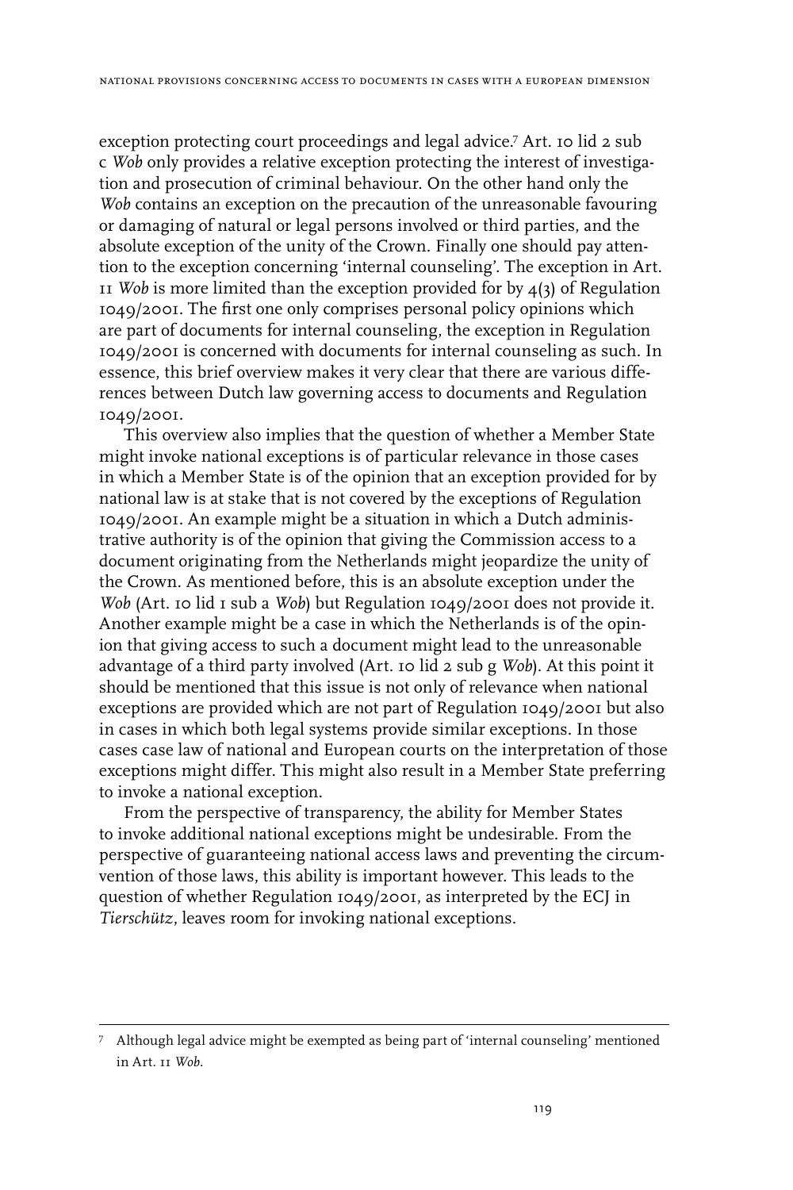exception protecting court proceedings and legal advice.[7] Art. 10 lid 2 sub c *Wob* only provides a relative exception protecting the interest of investigation and prosecution of criminal behaviour. On the other hand only the *Wob* contains an exception on the precaution of the unreasonable favouring or damaging of natural or legal persons involved or third parties, and the absolute exception of the unity of the Crown. Finally one should pay attention to the exception concerning 'internal counseling'. The exception in Art. 11 *Wob* is more limited than the exception provided for by 4(3) of Regulation 1049/2001. The first one only comprises personal policy opinions which are part of documents for internal counseling, the exception in Regulation 1049/2001 is concerned with documents for internal counseling as such. In essence, this brief overview makes it very clear that there are various differences between Dutch law governing access to documents and Regulation 1049/2001.

This overview also implies that the question of whether a Member State might invoke national exceptions is of particular relevance in those cases in which a Member State is of the opinion that an exception provided for by national law is at stake that is not covered by the exceptions of Regulation 1049/2001. An example might be a situation in which a Dutch administrative authority is of the opinion that giving the Commission access to a document originating from the Netherlands might jeopardize the unity of the Crown. As mentioned before, this is an absolute exception under the *Wob* (Art. 10 lid 1 sub a *Wob*) but Regulation 1049/2001 does not provide it. Another example might be a case in which the Netherlands is of the opinion that giving access to such a document might lead to the unreasonable advantage of a third party involved (Art. 10 lid 2 sub g *Wob*). At this point it should be mentioned that this issue is not only of relevance when national exceptions are provided which are not part of Regulation 1049/2001 but also in cases in which both legal systems provide similar exceptions. In those cases case law of national and European courts on the interpretation of those exceptions might differ. This might also result in a Member State preferring to invoke a national exception.

From the perspective of transparency, the ability for Member States to invoke additional national exceptions might be undesirable. From the perspective of guaranteeing national access laws and preventing the circumvention of those laws, this ability is important however. This leads to the question of whether Regulation 1049/2001, as interpreted by the ECJ in *Tierschütz*, leaves room for invoking national exceptions.

[7] Although legal advice might be exempted as being part of 'internal counseling' mentioned in Art. 11 *Wob*.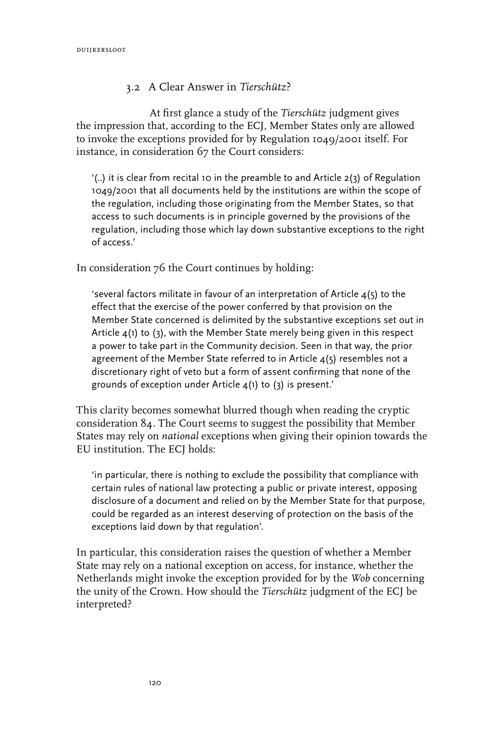### 3.2 A Clear Answer in *Tierschütz*?

At first glance a study of the *Tierschütz* judgment gives the impression that, according to the ECJ, Member States only are allowed to invoke the exceptions provided for by Regulation 1049/2001 itself. For instance, in consideration 67 the Court considers:

> '(..) it is clear from recital 10 in the preamble to and Article 2(3) of Regulation 1049/2001 that all documents held by the institutions are within the scope of the regulation, including those originating from the Member States, so that access to such documents is in principle governed by the provisions of the regulation, including those which lay down substantive exceptions to the right of access.'

In consideration 76 the Court continues by holding:

> 'several factors militate in favour of an interpretation of Article 4(5) to the effect that the exercise of the power conferred by that provision on the Member State concerned is delimited by the substantive exceptions set out in Article 4(1) to (3), with the Member State merely being given in this respect a power to take part in the Community decision. Seen in that way, the prior agreement of the Member State referred to in Article 4(5) resembles not a discretionary right of veto but a form of assent confirming that none of the grounds of exception under Article 4(1) to (3) is present.'

This clarity becomes somewhat blurred though when reading the cryptic consideration 84. The Court seems to suggest the possibility that Member States may rely on *national* exceptions when giving their opinion towards the EU institution. The ECJ holds:

> 'in particular, there is nothing to exclude the possibility that compliance with certain rules of national law protecting a public or private interest, opposing disclosure of a document and relied on by the Member State for that purpose, could be regarded as an interest deserving of protection on the basis of the exceptions laid down by that regulation'.

In particular, this consideration raises the question of whether a Member State may rely on a national exception on access, for instance, whether the Netherlands might invoke the exception provided for by the *Wob* concerning the unity of the Crown. How should the *Tierschütz* judgment of the ECJ be interpreted?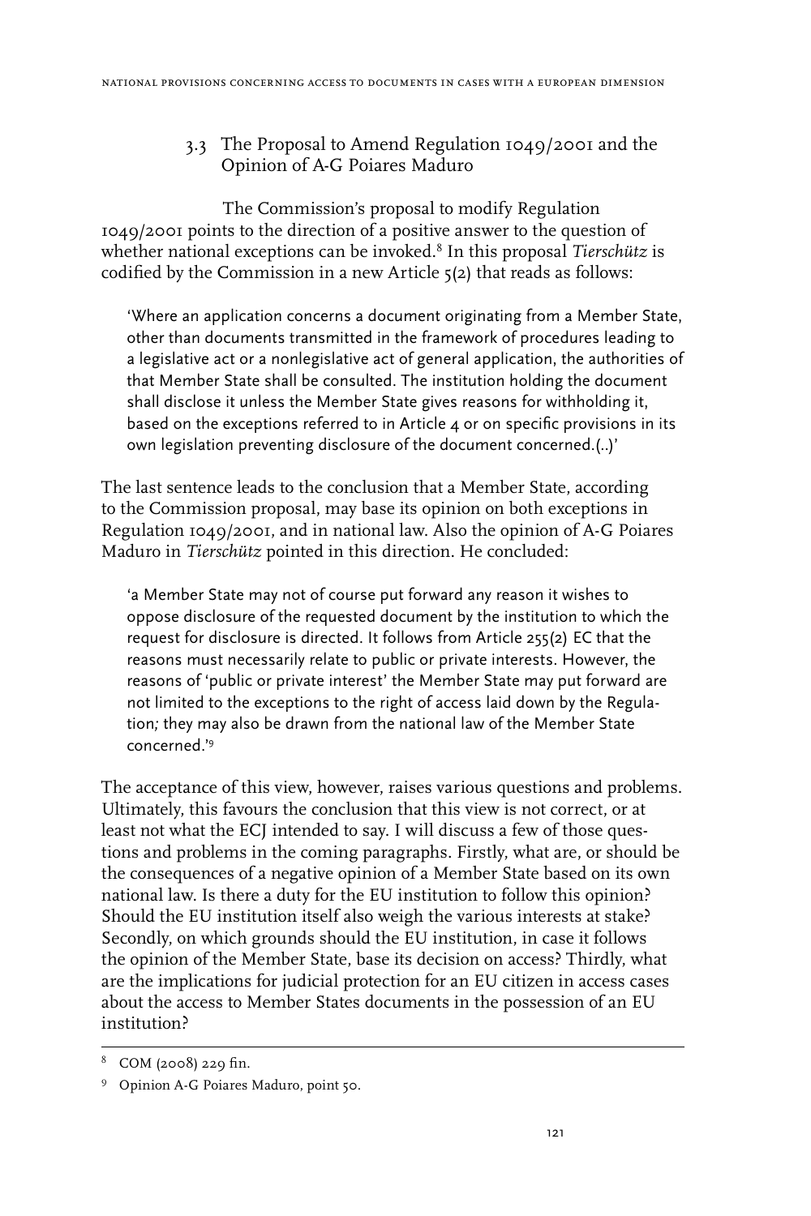### 3.3 The Proposal to Amend Regulation 1049/2001 and the Opinion of A-G Poiares Maduro

The Commission's proposal to modify Regulation 1049/2001 points to the direction of a positive answer to the question of whether national exceptions can be invoked.[8] In this proposal *Tierschütz* is codified by the Commission in a new Article 5(2) that reads as follows:

> 'Where an application concerns a document originating from a Member State, other than documents transmitted in the framework of procedures leading to a legislative act or a nonlegislative act of general application, the authorities of that Member State shall be consulted. The institution holding the document shall disclose it unless the Member State gives reasons for withholding it, based on the exceptions referred to in Article 4 or on specific provisions in its own legislation preventing disclosure of the document concerned.(..)'

The last sentence leads to the conclusion that a Member State, according to the Commission proposal, may base its opinion on both exceptions in Regulation 1049/2001, and in national law. Also the opinion of A-G Poiares Maduro in *Tierschütz* pointed in this direction. He concluded:

> 'a Member State may not of course put forward any reason it wishes to oppose disclosure of the requested document by the institution to which the request for disclosure is directed. It follows from Article 255(2) EC that the reasons must necessarily relate to public or private interests. However, the reasons of 'public or private interest' the Member State may put forward are not limited to the exceptions to the right of access laid down by the Regulation; they may also be drawn from the national law of the Member State concerned.'[9]

The acceptance of this view, however, raises various questions and problems. Ultimately, this favours the conclusion that this view is not correct, or at least not what the ECJ intended to say. I will discuss a few of those questions and problems in the coming paragraphs. Firstly, what are, or should be the consequences of a negative opinion of a Member State based on its own national law. Is there a duty for the EU institution to follow this opinion? Should the EU institution itself also weigh the various interests at stake? Secondly, on which grounds should the EU institution, in case it follows the opinion of the Member State, base its decision on access? Thirdly, what are the implications for judicial protection for an EU citizen in access cases about the access to Member States documents in the possession of an EU institution?

---

[8] COM (2008) 229 fin.

[9] Opinion A-G Poiares Maduro, point 50.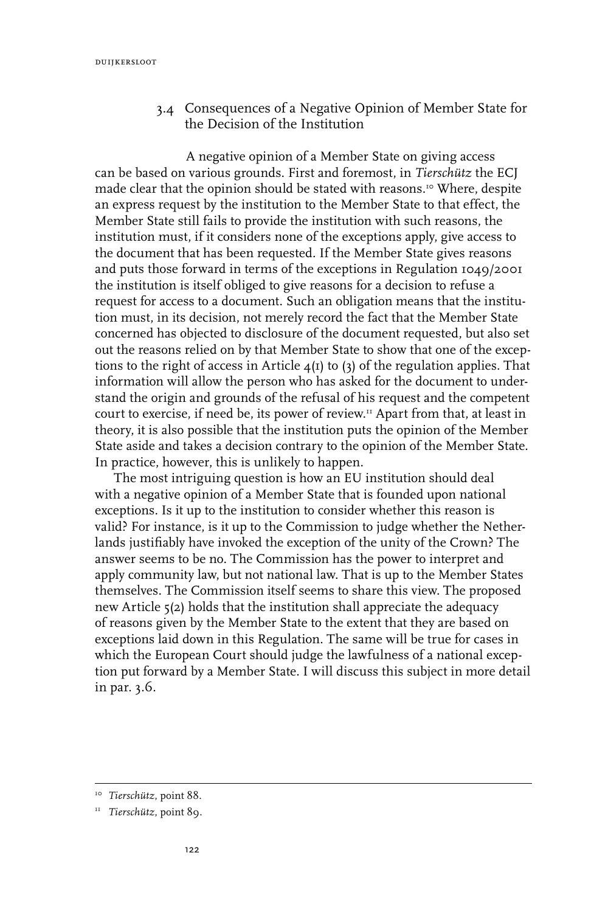### 3.4 Consequences of a Negative Opinion of Member State for the Decision of the Institution

A negative opinion of a Member State on giving access can be based on various grounds. First and foremost, in *Tierschütz* the ECJ made clear that the opinion should be stated with reasons.[10] Where, despite an express request by the institution to the Member State to that effect, the Member State still fails to provide the institution with such reasons, the institution must, if it considers none of the exceptions apply, give access to the document that has been requested. If the Member State gives reasons and puts those forward in terms of the exceptions in Regulation 1049/2001 the institution is itself obliged to give reasons for a decision to refuse a request for access to a document. Such an obligation means that the institution must, in its decision, not merely record the fact that the Member State concerned has objected to disclosure of the document requested, but also set out the reasons relied on by that Member State to show that one of the exceptions to the right of access in Article 4(1) to (3) of the regulation applies. That information will allow the person who has asked for the document to understand the origin and grounds of the refusal of his request and the competent court to exercise, if need be, its power of review.[11] Apart from that, at least in theory, it is also possible that the institution puts the opinion of the Member State aside and takes a decision contrary to the opinion of the Member State. In practice, however, this is unlikely to happen.

The most intriguing question is how an EU institution should deal with a negative opinion of a Member State that is founded upon national exceptions. Is it up to the institution to consider whether this reason is valid? For instance, is it up to the Commission to judge whether the Netherlands justifiably have invoked the exception of the unity of the Crown? The answer seems to be no. The Commission has the power to interpret and apply community law, but not national law. That is up to the Member States themselves. The Commission itself seems to share this view. The proposed new Article 5(2) holds that the institution shall appreciate the adequacy of reasons given by the Member State to the extent that they are based on exceptions laid down in this Regulation. The same will be true for cases in which the European Court should judge the lawfulness of a national exception put forward by a Member State. I will discuss this subject in more detail in par. 3.6.

---

[10] *Tierschütz*, point 88.

[11] *Tierschütz*, point 89.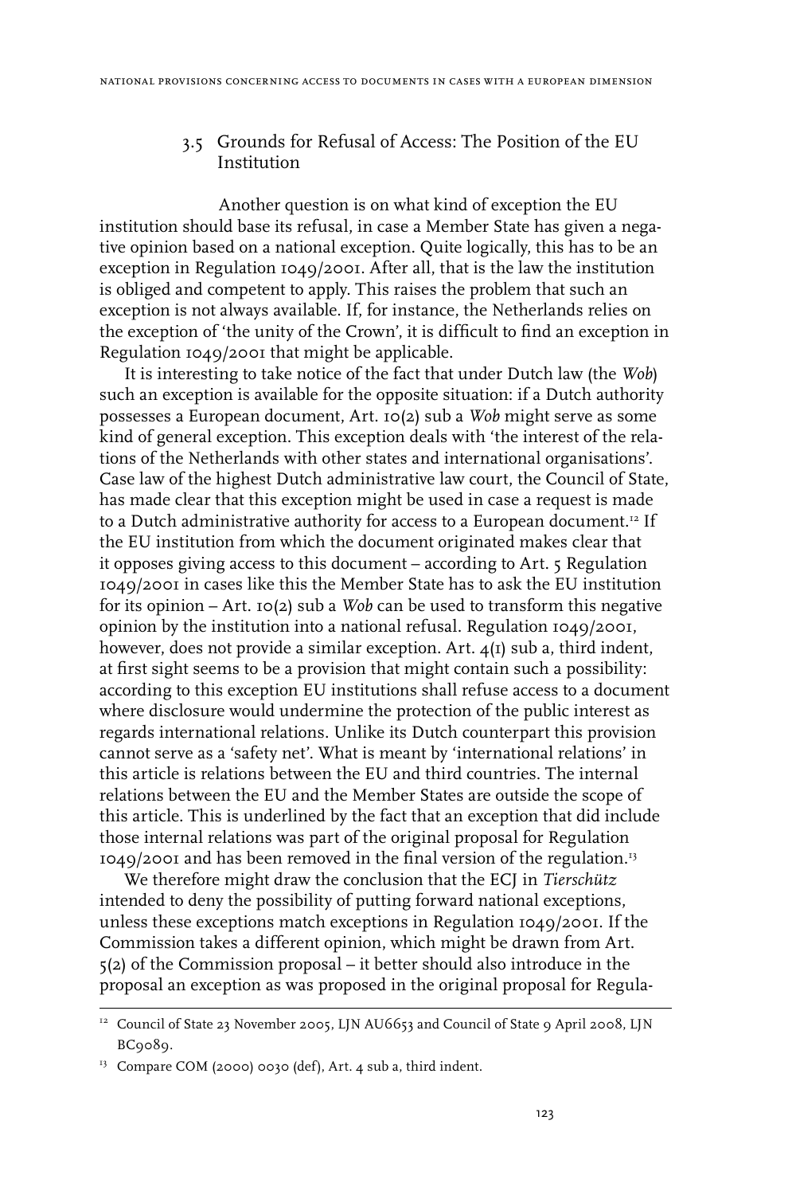### 3.5 Grounds for Refusal of Access: The Position of the EU Institution

Another question is on what kind of exception the EU institution should base its refusal, in case a Member State has given a negative opinion based on a national exception. Quite logically, this has to be an exception in Regulation 1049/2001. After all, that is the law the institution is obliged and competent to apply. This raises the problem that such an exception is not always available. If, for instance, the Netherlands relies on the exception of 'the unity of the Crown', it is difficult to find an exception in Regulation 1049/2001 that might be applicable.

It is interesting to take notice of the fact that under Dutch law (the *Wob*) such an exception is available for the opposite situation: if a Dutch authority possesses a European document, Art. 10(2) sub a *Wob* might serve as some kind of general exception. This exception deals with 'the interest of the relations of the Netherlands with other states and international organisations'. Case law of the highest Dutch administrative law court, the Council of State, has made clear that this exception might be used in case a request is made to a Dutch administrative authority for access to a European document.[12] If the EU institution from which the document originated makes clear that it opposes giving access to this document – according to Art. 5 Regulation 1049/2001 in cases like this the Member State has to ask the EU institution for its opinion – Art. 10(2) sub a *Wob* can be used to transform this negative opinion by the institution into a national refusal. Regulation 1049/2001, however, does not provide a similar exception. Art. 4(1) sub a, third indent, at first sight seems to be a provision that might contain such a possibility: according to this exception EU institutions shall refuse access to a document where disclosure would undermine the protection of the public interest as regards international relations. Unlike its Dutch counterpart this provision cannot serve as a 'safety net'. What is meant by 'international relations' in this article is relations between the EU and third countries. The internal relations between the EU and the Member States are outside the scope of this article. This is underlined by the fact that an exception that did include those internal relations was part of the original proposal for Regulation 1049/2001 and has been removed in the final version of the regulation.[13]

We therefore might draw the conclusion that the ECJ in *Tierschütz* intended to deny the possibility of putting forward national exceptions, unless these exceptions match exceptions in Regulation 1049/2001. If the Commission takes a different opinion, which might be drawn from Art. 5(2) of the Commission proposal – it better should also introduce in the proposal an exception as was proposed in the original proposal for Regula-

---

[12] Council of State 23 November 2005, LJN AU6653 and Council of State 9 April 2008, LJN BC9089.

[13] Compare COM (2000) 0030 (def), Art. 4 sub a, third indent.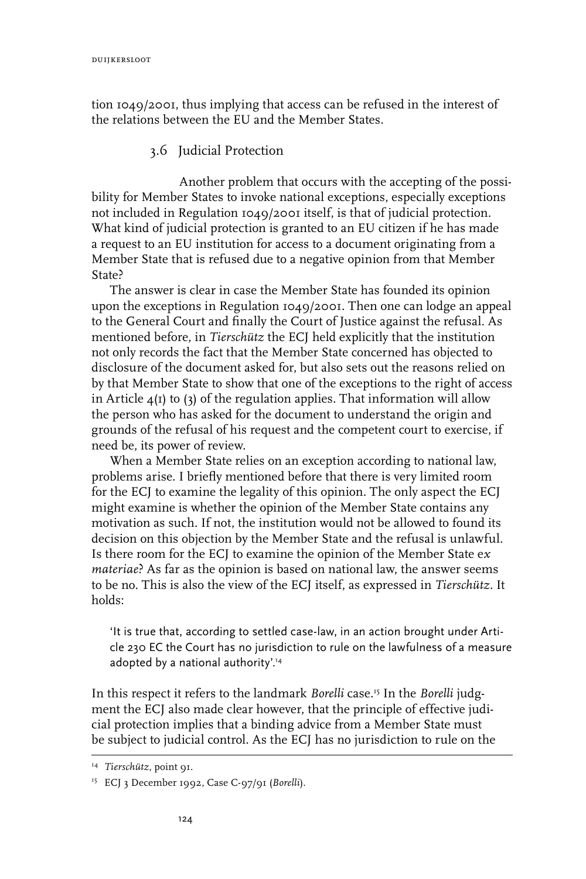tion 1049/2001, thus implying that access can be refused in the interest of the relations between the EU and the Member States.

### 3.6 Judicial Protection

Another problem that occurs with the accepting of the possibility for Member States to invoke national exceptions, especially exceptions not included in Regulation 1049/2001 itself, is that of judicial protection. What kind of judicial protection is granted to an EU citizen if he has made a request to an EU institution for access to a document originating from a Member State that is refused due to a negative opinion from that Member State?

The answer is clear in case the Member State has founded its opinion upon the exceptions in Regulation 1049/2001. Then one can lodge an appeal to the General Court and finally the Court of Justice against the refusal. As mentioned before, in *Tierschütz* the ECJ held explicitly that the institution not only records the fact that the Member State concerned has objected to disclosure of the document asked for, but also sets out the reasons relied on by that Member State to show that one of the exceptions to the right of access in Article 4(1) to (3) of the regulation applies. That information will allow the person who has asked for the document to understand the origin and grounds of the refusal of his request and the competent court to exercise, if need be, its power of review.

When a Member State relies on an exception according to national law, problems arise. I briefly mentioned before that there is very limited room for the ECJ to examine the legality of this opinion. The only aspect the ECJ might examine is whether the opinion of the Member State contains any motivation as such. If not, the institution would not be allowed to found its decision on this objection by the Member State and the refusal is unlawful. Is there room for the ECJ to examine the opinion of the Member State *ex materiae*? As far as the opinion is based on national law, the answer seems to be no. This is also the view of the ECJ itself, as expressed in *Tierschütz*. It holds:

> 'It is true that, according to settled case-law, in an action brought under Article 230 EC the Court has no jurisdiction to rule on the lawfulness of a measure adopted by a national authority'.[14]

In this respect it refers to the landmark *Borelli* case.[15] In the *Borelli* judgment the ECJ also made clear however, that the principle of effective judicial protection implies that a binding advice from a Member State must be subject to judicial control. As the ECJ has no jurisdiction to rule on the

---

[14] *Tierschütz*, point 91.

[15] ECJ 3 December 1992, Case C-97/91 (*Borelli*).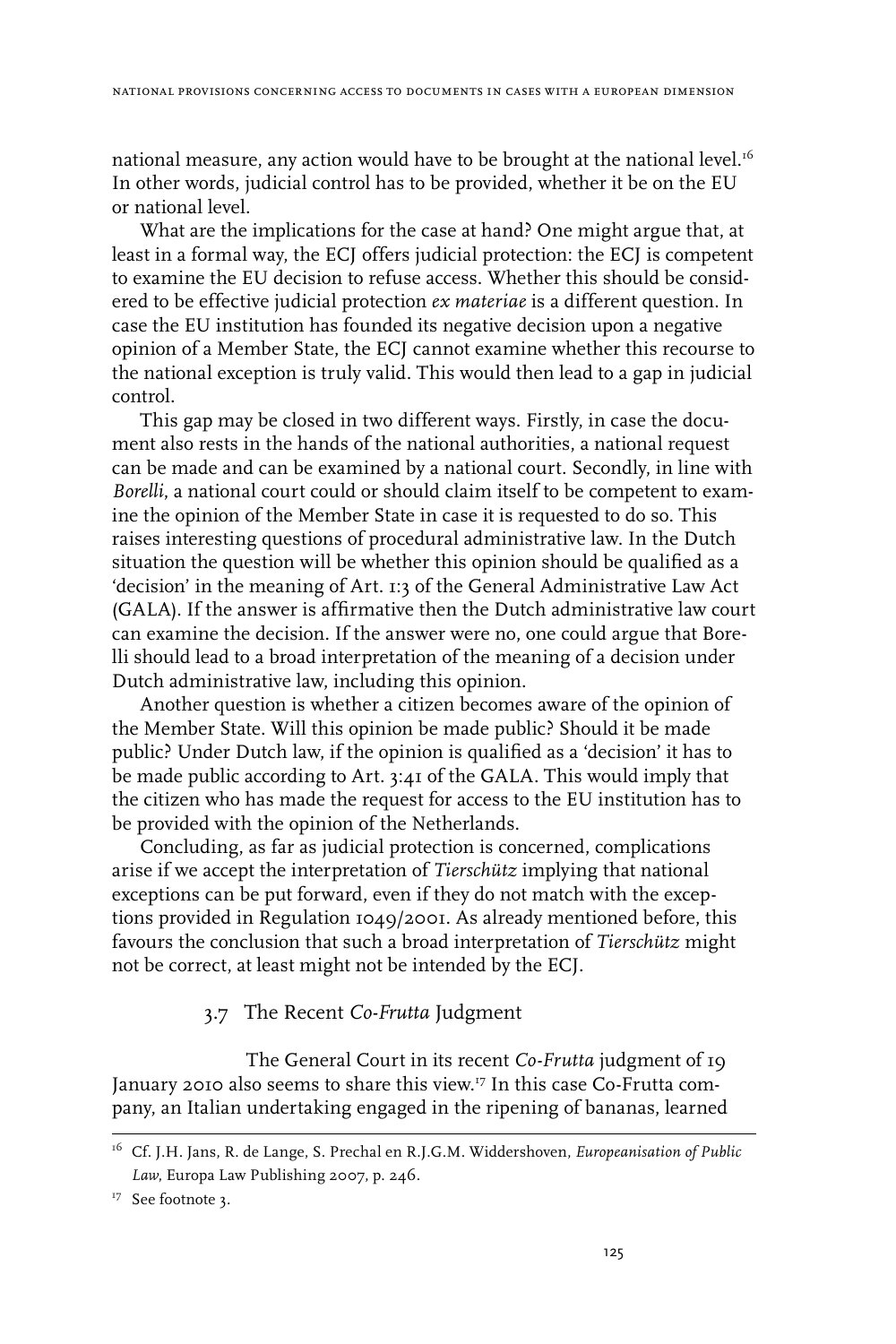national measure, any action would have to be brought at the national level.[16] In other words, judicial control has to be provided, whether it be on the EU or national level.

What are the implications for the case at hand? One might argue that, at least in a formal way, the ECJ offers judicial protection: the ECJ is competent to examine the EU decision to refuse access. Whether this should be considered to be effective judicial protection *ex materiae* is a different question. In case the EU institution has founded its negative decision upon a negative opinion of a Member State, the ECJ cannot examine whether this recourse to the national exception is truly valid. This would then lead to a gap in judicial control.

This gap may be closed in two different ways. Firstly, in case the document also rests in the hands of the national authorities, a national request can be made and can be examined by a national court. Secondly, in line with *Borelli*, a national court could or should claim itself to be competent to examine the opinion of the Member State in case it is requested to do so. This raises interesting questions of procedural administrative law. In the Dutch situation the question will be whether this opinion should be qualified as a 'decision' in the meaning of Art. 1:3 of the General Administrative Law Act (GALA). If the answer is affirmative then the Dutch administrative law court can examine the decision. If the answer were no, one could argue that Borelli should lead to a broad interpretation of the meaning of a decision under Dutch administrative law, including this opinion.

Another question is whether a citizen becomes aware of the opinion of the Member State. Will this opinion be made public? Should it be made public? Under Dutch law, if the opinion is qualified as a 'decision' it has to be made public according to Art. 3:41 of the GALA. This would imply that the citizen who has made the request for access to the EU institution has to be provided with the opinion of the Netherlands.

Concluding, as far as judicial protection is concerned, complications arise if we accept the interpretation of *Tierschütz* implying that national exceptions can be put forward, even if they do not match with the exceptions provided in Regulation 1049/2001. As already mentioned before, this favours the conclusion that such a broad interpretation of *Tierschütz* might not be correct, at least might not be intended by the ECJ.

### 3.7 The Recent *Co-Frutta* Judgment

The General Court in its recent *Co-Frutta* judgment of 19 January 2010 also seems to share this view.[17] In this case Co-Frutta company, an Italian undertaking engaged in the ripening of bananas, learned

---

[16] Cf. J.H. Jans, R. de Lange, S. Prechal en R.J.G.M. Widdershoven, *Europeanisation of Public Law*, Europa Law Publishing 2007, p. 246.

[17] See footnote 3.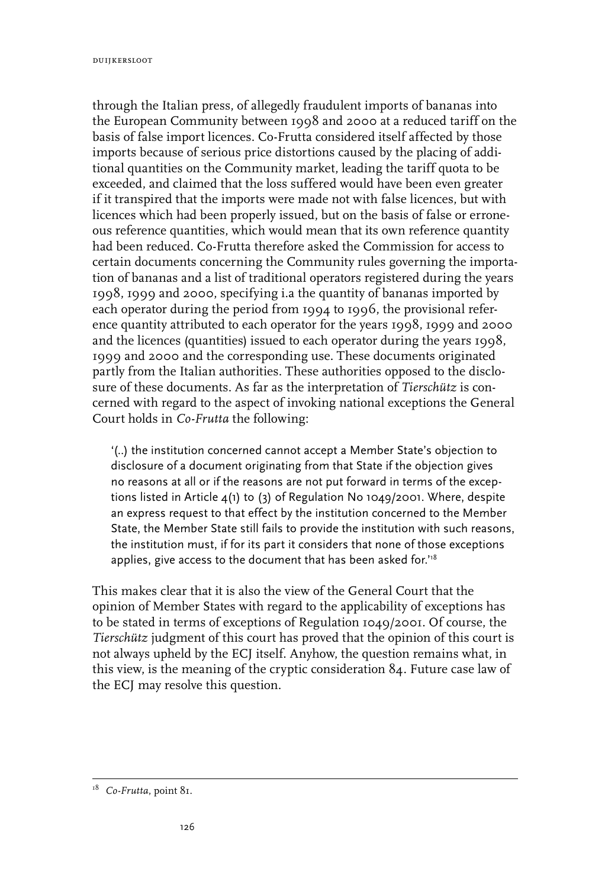through the Italian press, of allegedly fraudulent imports of bananas into the European Community between 1998 and 2000 at a reduced tariff on the basis of false import licences. Co-Frutta considered itself affected by those imports because of serious price distortions caused by the placing of additional quantities on the Community market, leading the tariff quota to be exceeded, and claimed that the loss suffered would have been even greater if it transpired that the imports were made not with false licences, but with licences which had been properly issued, but on the basis of false or erroneous reference quantities, which would mean that its own reference quantity had been reduced. Co-Frutta therefore asked the Commission for access to certain documents concerning the Community rules governing the importation of bananas and a list of traditional operators registered during the years 1998, 1999 and 2000, specifying i.a the quantity of bananas imported by each operator during the period from 1994 to 1996, the provisional reference quantity attributed to each operator for the years 1998, 1999 and 2000 and the licences (quantities) issued to each operator during the years 1998, 1999 and 2000 and the corresponding use. These documents originated partly from the Italian authorities. These authorities opposed to the disclosure of these documents. As far as the interpretation of *Tierschütz* is concerned with regard to the aspect of invoking national exceptions the General Court holds in *Co-Frutta* the following:

> '(..) the institution concerned cannot accept a Member State's objection to disclosure of a document originating from that State if the objection gives no reasons at all or if the reasons are not put forward in terms of the exceptions listed in Article 4(1) to (3) of Regulation No 1049/2001. Where, despite an express request to that effect by the institution concerned to the Member State, the Member State still fails to provide the institution with such reasons, the institution must, if for its part it considers that none of those exceptions applies, give access to the document that has been asked for.'[18]

This makes clear that it is also the view of the General Court that the opinion of Member States with regard to the applicability of exceptions has to be stated in terms of exceptions of Regulation 1049/2001. Of course, the *Tierschütz* judgment of this court has proved that the opinion of this court is not always upheld by the ECJ itself. Anyhow, the question remains what, in this view, is the meaning of the cryptic consideration 84. Future case law of the ECJ may resolve this question.

[18] *Co-Frutta*, point 81.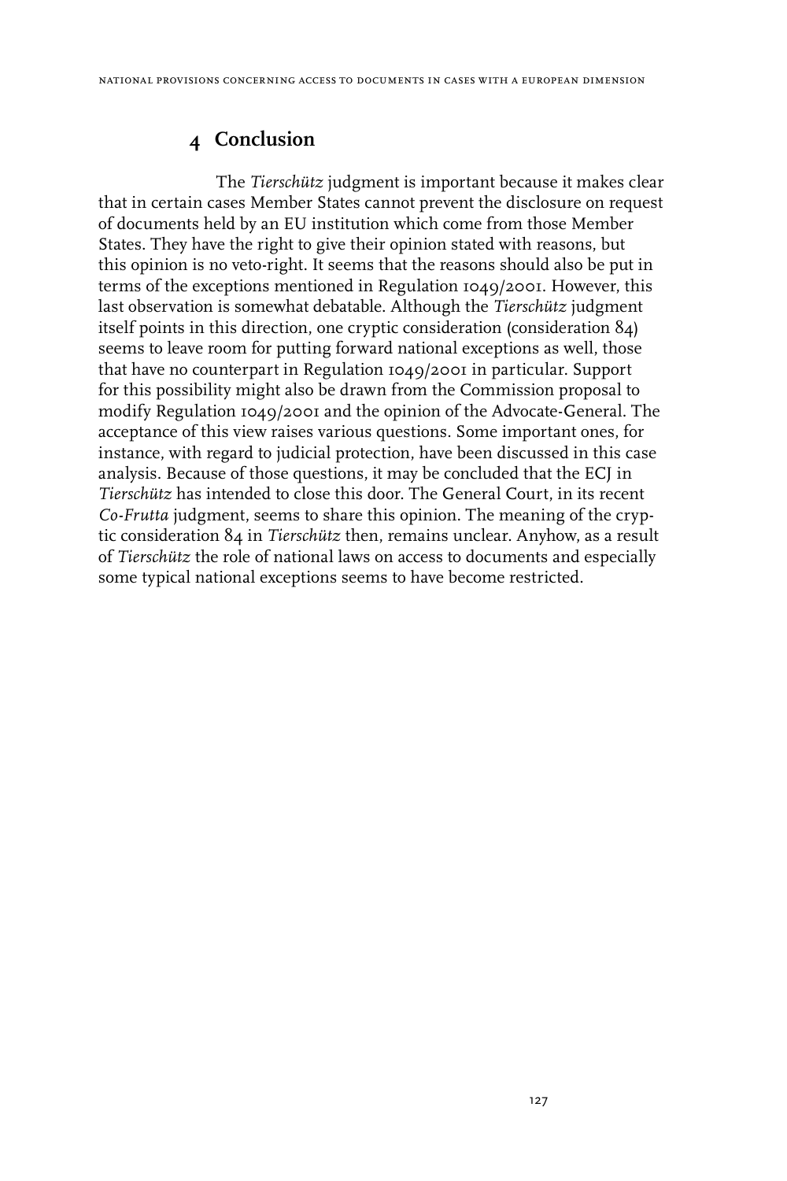## 4 Conclusion

The *Tierschütz* judgment is important because it makes clear that in certain cases Member States cannot prevent the disclosure on request of documents held by an EU institution which come from those Member States. They have the right to give their opinion stated with reasons, but this opinion is no veto-right. It seems that the reasons should also be put in terms of the exceptions mentioned in Regulation 1049/2001. However, this last observation is somewhat debatable. Although the *Tierschütz* judgment itself points in this direction, one cryptic consideration (consideration 84) seems to leave room for putting forward national exceptions as well, those that have no counterpart in Regulation 1049/2001 in particular. Support for this possibility might also be drawn from the Commission proposal to modify Regulation 1049/2001 and the opinion of the Advocate-General. The acceptance of this view raises various questions. Some important ones, for instance, with regard to judicial protection, have been discussed in this case analysis. Because of those questions, it may be concluded that the ECJ in *Tierschütz* has intended to close this door. The General Court, in its recent *Co-Frutta* judgment, seems to share this opinion. The meaning of the cryptic consideration 84 in *Tierschütz* then, remains unclear. Anyhow, as a result of *Tierschütz* the role of national laws on access to documents and especially some typical national exceptions seems to have become restricted.